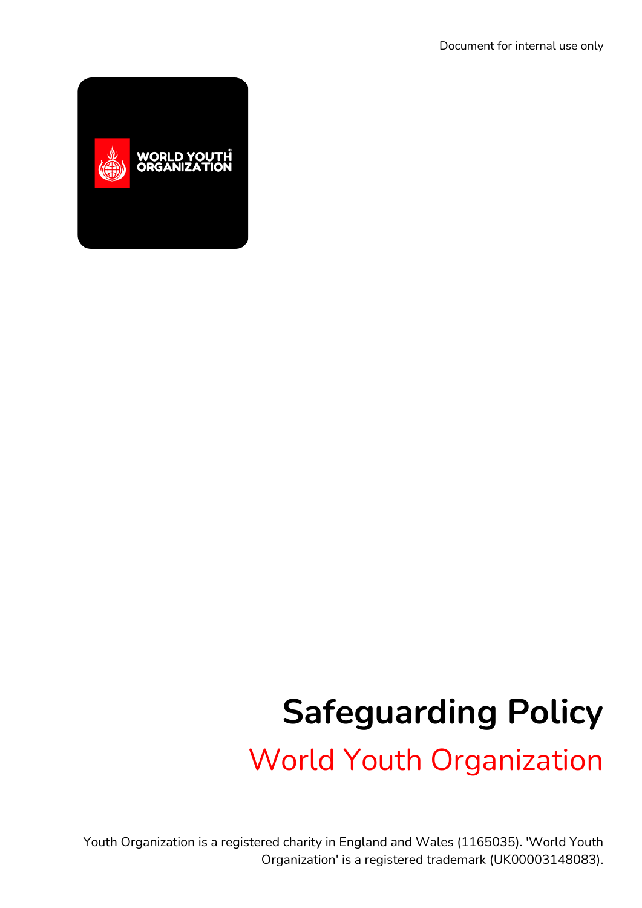Document for internal use only

WORLD YOUTH ORGANIZATION

# Safeguarding Policy

## World Youth Organization

Youth Organization is a registered charity in England and Wales (1165035). 'World Youth Organization' is a registered trademark (UK00003148083).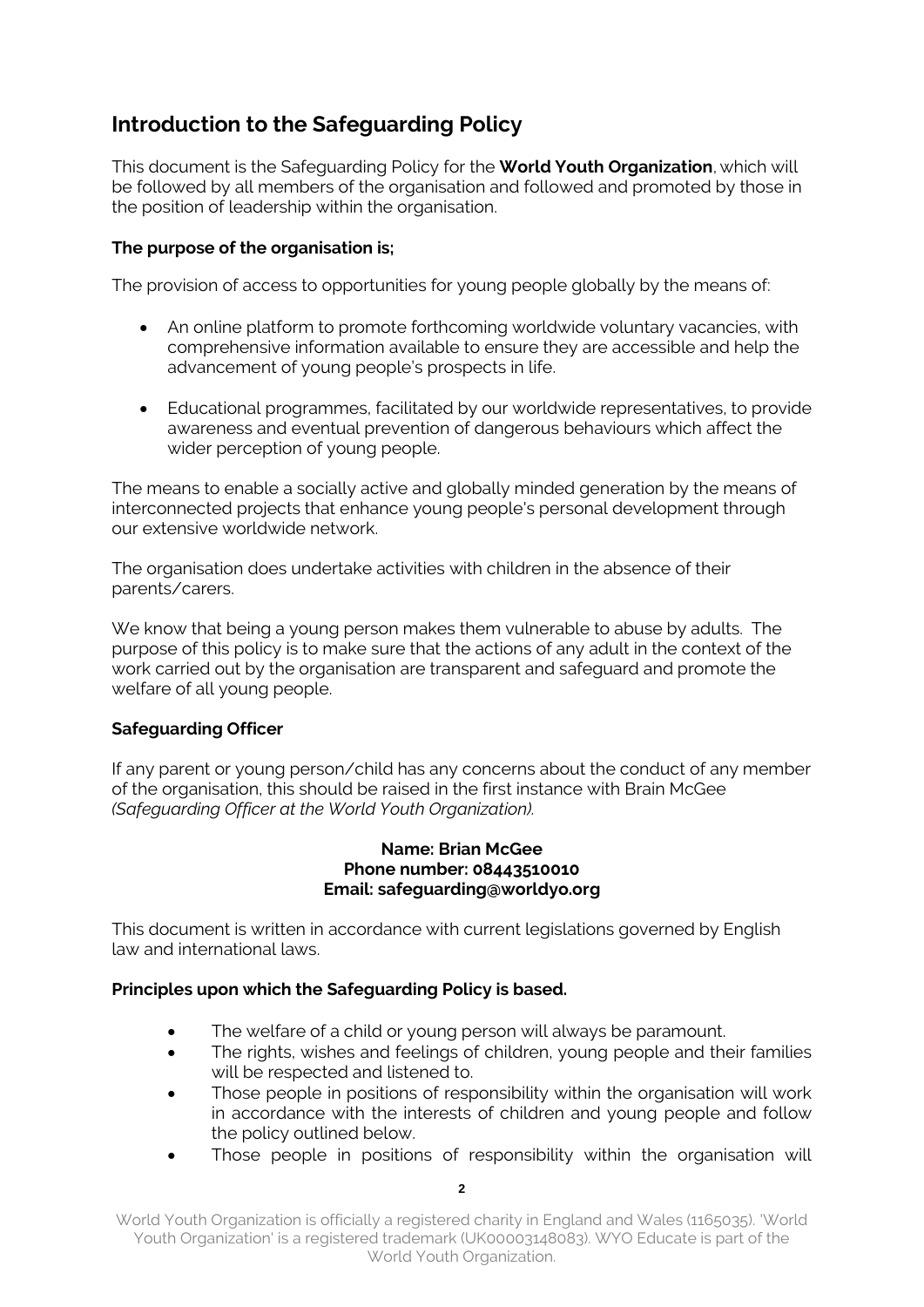## Introduction to the Safeguarding Policy

This document is the Safeguarding Policy for the **World Youth Organization**, which will be followed by all members of the organisation and followed and promoted by those in the position of leadership within the organisation.

**The purpose of the organisation is;**

The provision of access to opportunities for young people globally by the means of:

- An online platform to promote forthcoming worldwide voluntary vacancies, with comprehensive information available to ensure they are accessible and help the advancement of young people's prospects in life.
- Educational programmes, facilitated by our worldwide representatives, to provide awareness and eventual prevention of dangerous behaviours which affect the wider perception of young people.

The means to enable a socially active and globally minded generation by the means of interconnected projects that enhance young people's personal development through our extensive worldwide network.

The organisation does undertake activities with children in the absence of their parents/carers.

We know that being a young person makes them vulnerable to abuse by adults. The purpose of this policy is to make sure that the actions of any adult in the context of the work carried out by the organisation are transparent and safeguard and promote the welfare of all young people.

**Safeguarding Officer**

If any parent or young person/child has any concerns about the conduct of any member of the organisation, this should be raised in the first instance with Brain McGee *(Safeguarding Officer at the World Youth Organization).*

**Name: Brian McGee**
**Phone number: 08443510010**
**Email: safeguarding@worldyo.org**

This document is written in accordance with current legislations governed by English law and international laws.

**Principles upon which the Safeguarding Policy is based.**

- The welfare of a child or young person will always be paramount.
- The rights, wishes and feelings of children, young people and their families will be respected and listened to.
- Those people in positions of responsibility within the organisation will work in accordance with the interests of children and young people and follow the policy outlined below.
- Those people in positions of responsibility within the organisation will

World Youth Organization is officially a registered charity in England and Wales (1165035). 'World Youth Organization' is a registered trademark (UK00003148083). WYO Educate is part of the World Youth Organization.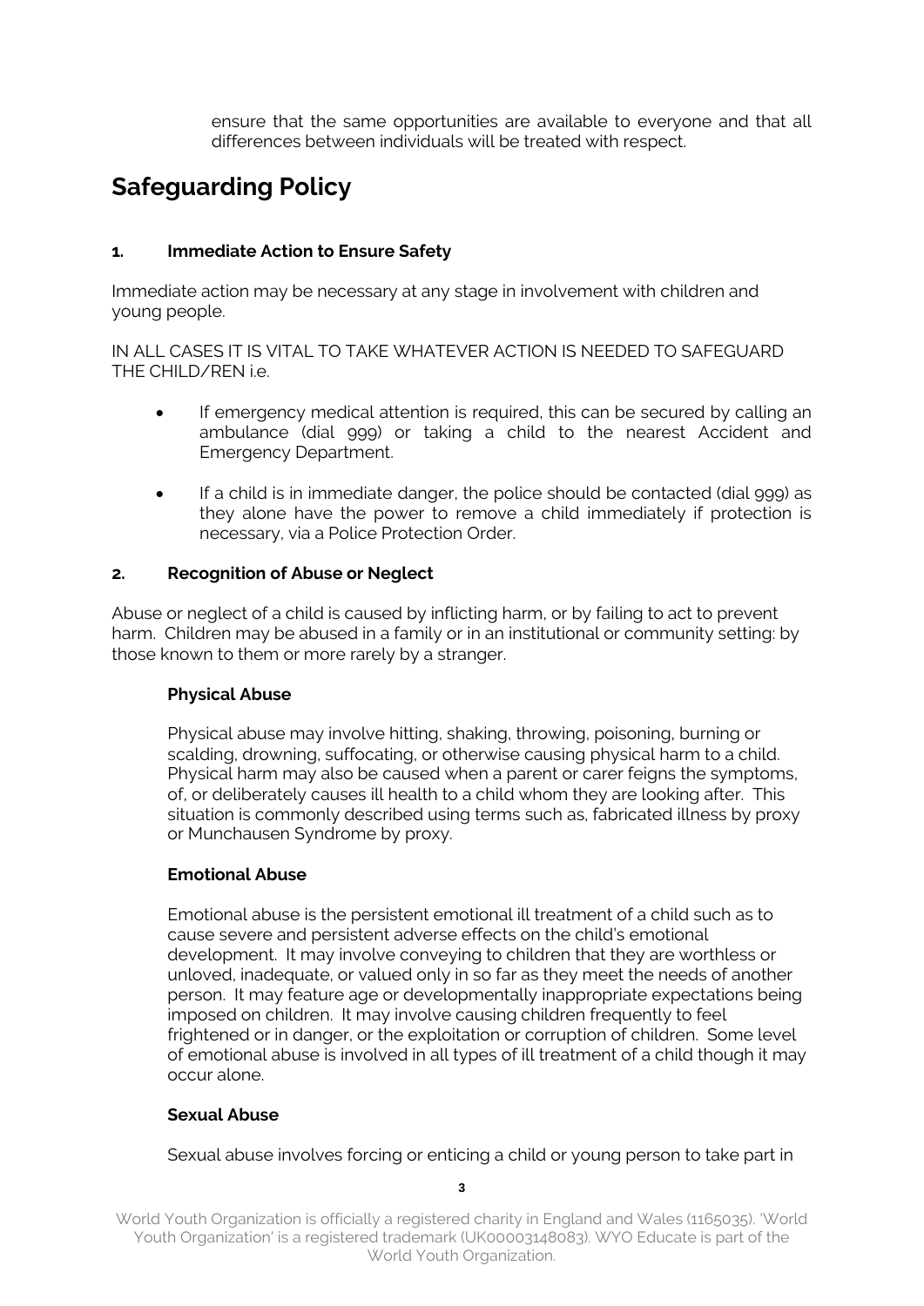ensure that the same opportunities are available to everyone and that all differences between individuals will be treated with respect.

# Safeguarding Policy

### 1. Immediate Action to Ensure Safety

Immediate action may be necessary at any stage in involvement with children and young people.

IN ALL CASES IT IS VITAL TO TAKE WHATEVER ACTION IS NEEDED TO SAFEGUARD THE CHILD/REN i.e.

- If emergency medical attention is required, this can be secured by calling an ambulance (dial 999) or taking a child to the nearest Accident and Emergency Department.
- If a child is in immediate danger, the police should be contacted (dial 999) as they alone have the power to remove a child immediately if protection is necessary, via a Police Protection Order.

### 2. Recognition of Abuse or Neglect

Abuse or neglect of a child is caused by inflicting harm, or by failing to act to prevent harm. Children may be abused in a family or in an institutional or community setting: by those known to them or more rarely by a stranger.

**Physical Abuse**

Physical abuse may involve hitting, shaking, throwing, poisoning, burning or scalding, drowning, suffocating, or otherwise causing physical harm to a child. Physical harm may also be caused when a parent or carer feigns the symptoms, of, or deliberately causes ill health to a child whom they are looking after. This situation is commonly described using terms such as, fabricated illness by proxy or Munchausen Syndrome by proxy.

**Emotional Abuse**

Emotional abuse is the persistent emotional ill treatment of a child such as to cause severe and persistent adverse effects on the child's emotional development. It may involve conveying to children that they are worthless or unloved, inadequate, or valued only in so far as they meet the needs of another person. It may feature age or developmentally inappropriate expectations being imposed on children. It may involve causing children frequently to feel frightened or in danger, or the exploitation or corruption of children. Some level of emotional abuse is involved in all types of ill treatment of a child though it may occur alone.

**Sexual Abuse**

Sexual abuse involves forcing or enticing a child or young person to take part in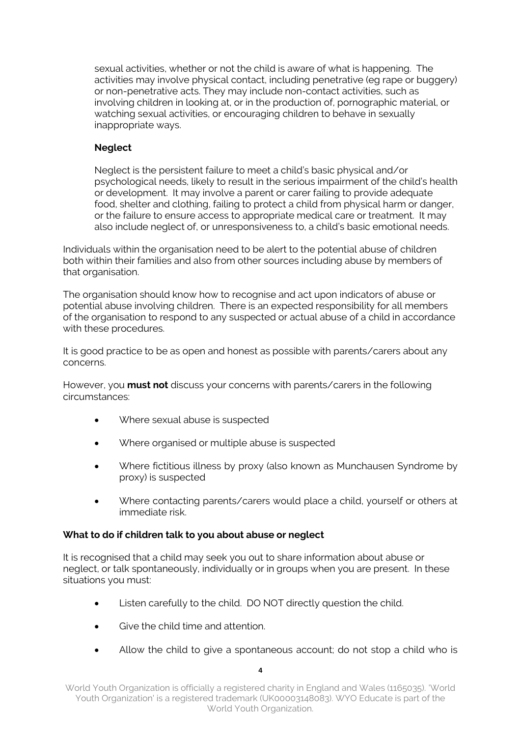sexual activities, whether or not the child is aware of what is happening. The activities may involve physical contact, including penetrative (eg rape or buggery) or non-penetrative acts. They may include non-contact activities, such as involving children in looking at, or in the production of, pornographic material, or watching sexual activities, or encouraging children to behave in sexually inappropriate ways.

**Neglect**

Neglect is the persistent failure to meet a child's basic physical and/or psychological needs, likely to result in the serious impairment of the child's health or development. It may involve a parent or carer failing to provide adequate food, shelter and clothing, failing to protect a child from physical harm or danger, or the failure to ensure access to appropriate medical care or treatment. It may also include neglect of, or unresponsiveness to, a child's basic emotional needs.

Individuals within the organisation need to be alert to the potential abuse of children both within their families and also from other sources including abuse by members of that organisation.

The organisation should know how to recognise and act upon indicators of abuse or potential abuse involving children. There is an expected responsibility for all members of the organisation to respond to any suspected or actual abuse of a child in accordance with these procedures.

It is good practice to be as open and honest as possible with parents/carers about any concerns.

However, you **must not** discuss your concerns with parents/carers in the following circumstances:

- Where sexual abuse is suspected
- Where organised or multiple abuse is suspected
- Where fictitious illness by proxy (also known as Munchausen Syndrome by proxy) is suspected
- Where contacting parents/carers would place a child, yourself or others at immediate risk.

**What to do if children talk to you about abuse or neglect**

It is recognised that a child may seek you out to share information about abuse or neglect, or talk spontaneously, individually or in groups when you are present. In these situations you must:

- Listen carefully to the child. DO NOT directly question the child.
- Give the child time and attention.
- Allow the child to give a spontaneous account; do not stop a child who is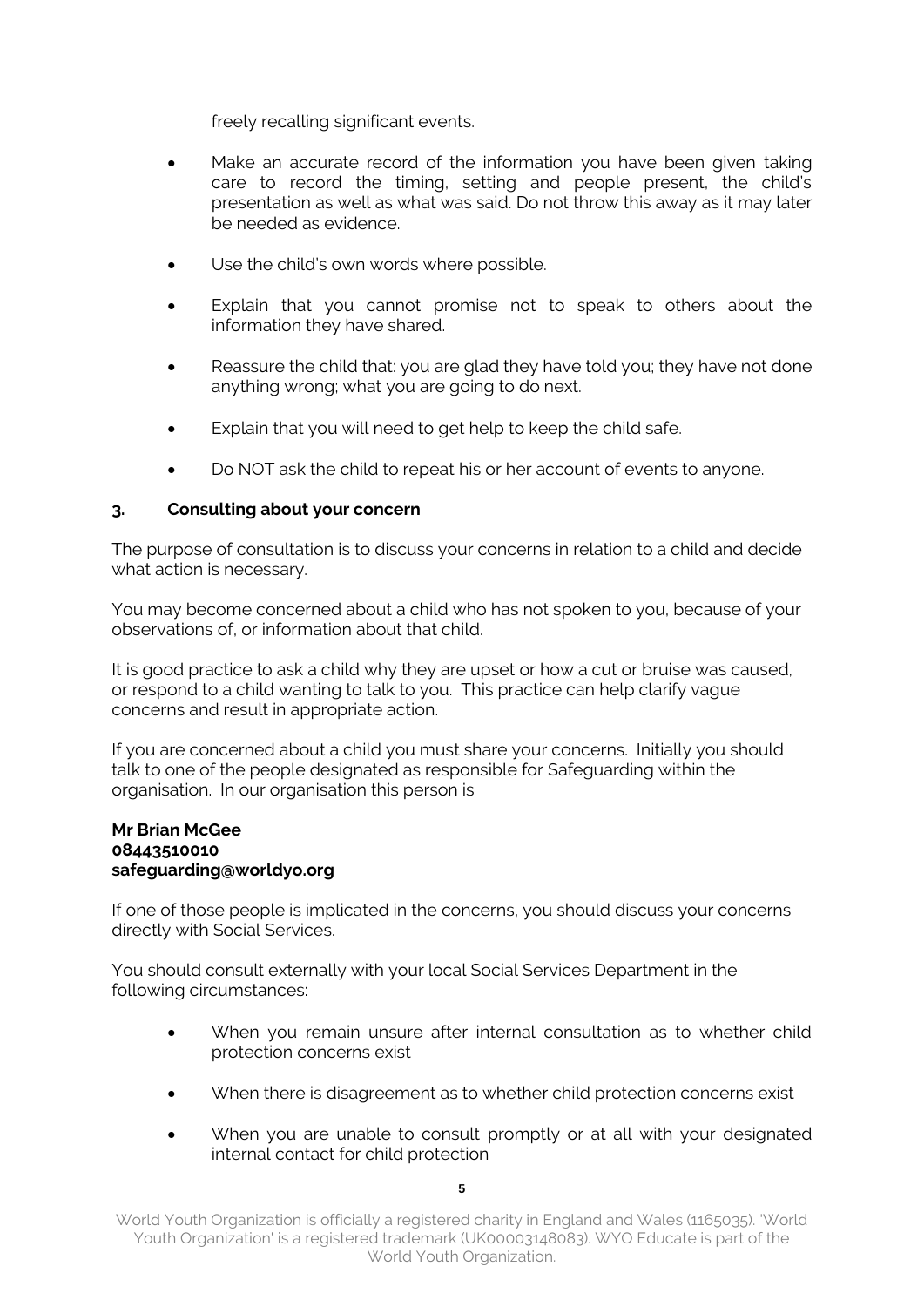freely recalling significant events.

- Make an accurate record of the information you have been given taking care to record the timing, setting and people present, the child's presentation as well as what was said. Do not throw this away as it may later be needed as evidence.
- Use the child's own words where possible.
- Explain that you cannot promise not to speak to others about the information they have shared.
- Reassure the child that: you are glad they have told you; they have not done anything wrong; what you are going to do next.
- Explain that you will need to get help to keep the child safe.
- Do NOT ask the child to repeat his or her account of events to anyone.

### 3. Consulting about your concern

The purpose of consultation is to discuss your concerns in relation to a child and decide what action is necessary.

You may become concerned about a child who has not spoken to you, because of your observations of, or information about that child.

It is good practice to ask a child why they are upset or how a cut or bruise was caused, or respond to a child wanting to talk to you. This practice can help clarify vague concerns and result in appropriate action.

If you are concerned about a child you must share your concerns. Initially you should talk to one of the people designated as responsible for Safeguarding within the organisation. In our organisation this person is

**Mr Brian McGee**
**08443510010**
**safeguarding@worldyo.org**

If one of those people is implicated in the concerns, you should discuss your concerns directly with Social Services.

You should consult externally with your local Social Services Department in the following circumstances:

- When you remain unsure after internal consultation as to whether child protection concerns exist
- When there is disagreement as to whether child protection concerns exist
- When you are unable to consult promptly or at all with your designated internal contact for child protection

World Youth Organization is officially a registered charity in England and Wales (1165035). 'World Youth Organization' is a registered trademark (UK00003148083). WYO Educate is part of the World Youth Organization.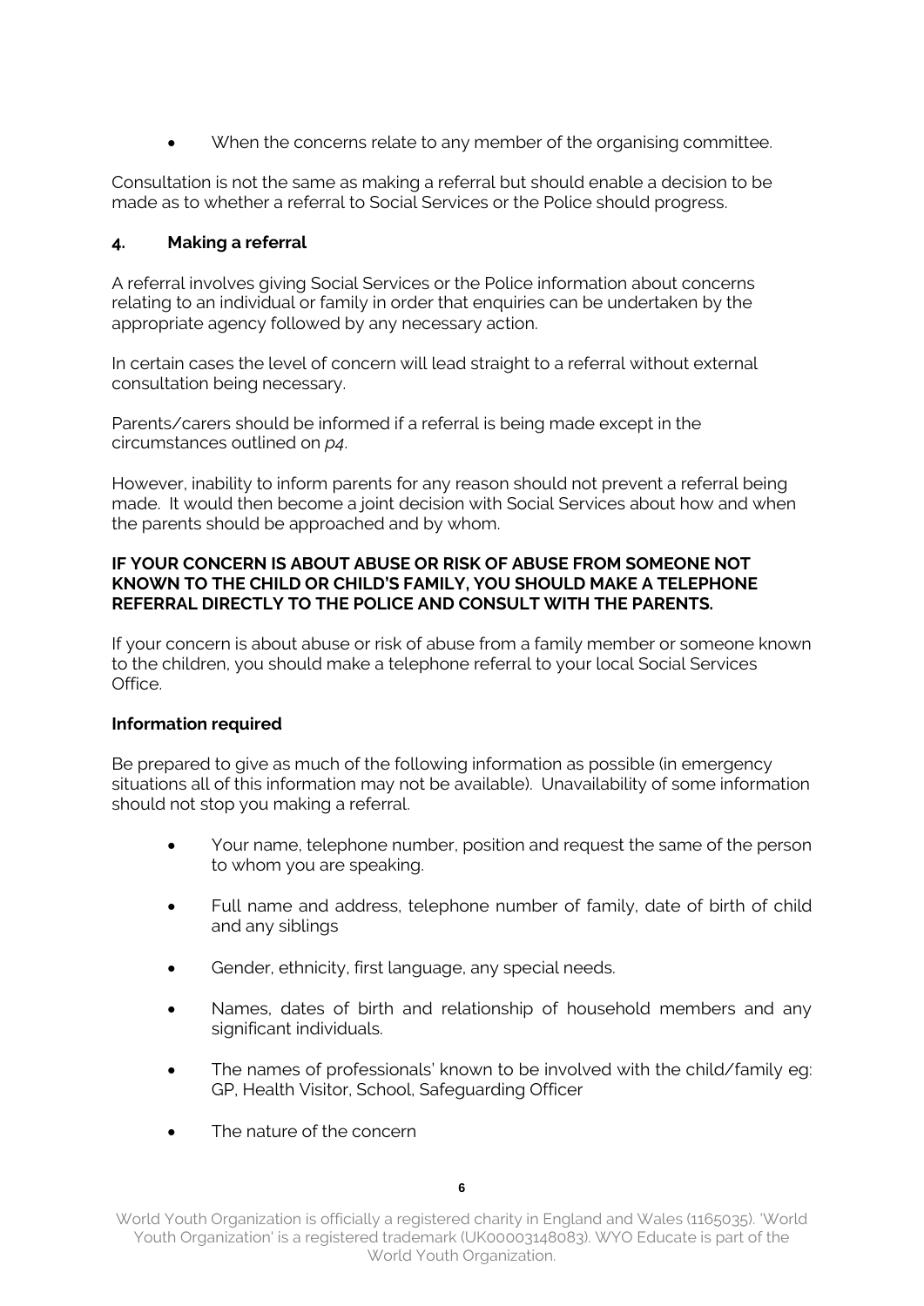- When the concerns relate to any member of the organising committee.

Consultation is not the same as making a referral but should enable a decision to be made as to whether a referral to Social Services or the Police should progress.

## 4. Making a referral

A referral involves giving Social Services or the Police information about concerns relating to an individual or family in order that enquiries can be undertaken by the appropriate agency followed by any necessary action.

In certain cases the level of concern will lead straight to a referral without external consultation being necessary.

Parents/carers should be informed if a referral is being made except in the circumstances outlined on *p4*.

However, inability to inform parents for any reason should not prevent a referral being made. It would then become a joint decision with Social Services about how and when the parents should be approached and by whom.

**IF YOUR CONCERN IS ABOUT ABUSE OR RISK OF ABUSE FROM SOMEONE NOT KNOWN TO THE CHILD OR CHILD'S FAMILY, YOU SHOULD MAKE A TELEPHONE REFERRAL DIRECTLY TO THE POLICE AND CONSULT WITH THE PARENTS.**

If your concern is about abuse or risk of abuse from a family member or someone known to the children, you should make a telephone referral to your local Social Services Office.

**Information required**

Be prepared to give as much of the following information as possible (in emergency situations all of this information may not be available). Unavailability of some information should not stop you making a referral.

- Your name, telephone number, position and request the same of the person to whom you are speaking.
- Full name and address, telephone number of family, date of birth of child and any siblings
- Gender, ethnicity, first language, any special needs.
- Names, dates of birth and relationship of household members and any significant individuals.
- The names of professionals' known to be involved with the child/family eg: GP, Health Visitor, School, Safeguarding Officer
- The nature of the concern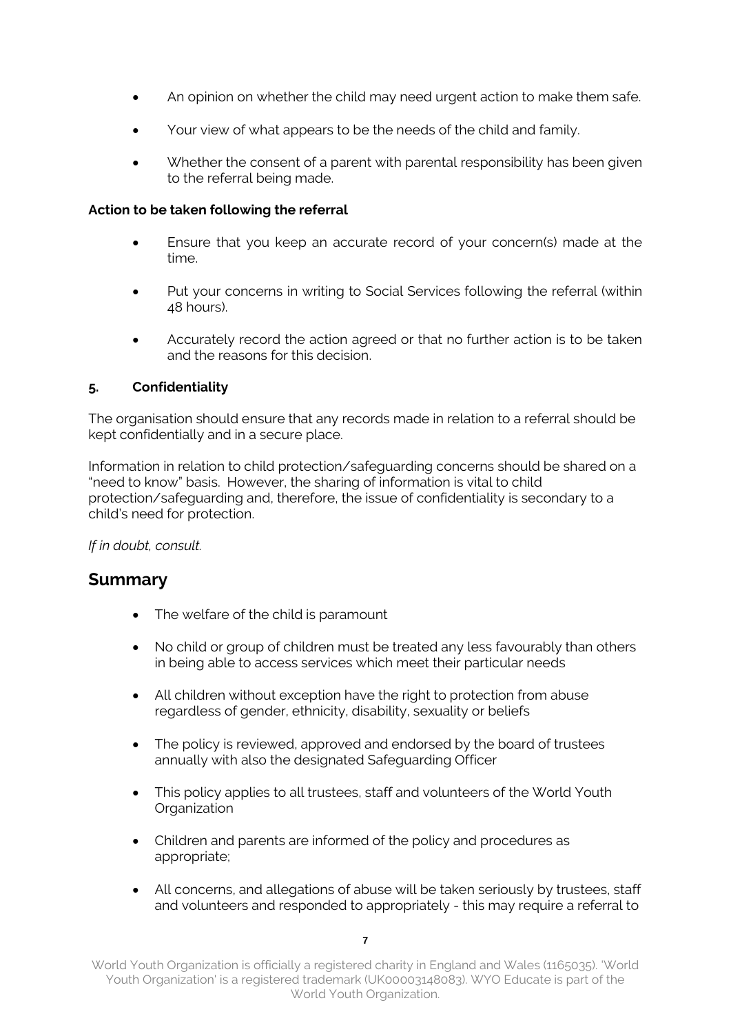- An opinion on whether the child may need urgent action to make them safe.
- Your view of what appears to be the needs of the child and family.
- Whether the consent of a parent with parental responsibility has been given to the referral being made.

**Action to be taken following the referral**

- Ensure that you keep an accurate record of your concern(s) made at the time.
- Put your concerns in writing to Social Services following the referral (within 48 hours).
- Accurately record the action agreed or that no further action is to be taken and the reasons for this decision.

### 5. Confidentiality

The organisation should ensure that any records made in relation to a referral should be kept confidentially and in a secure place.

Information in relation to child protection/safeguarding concerns should be shared on a "need to know" basis. However, the sharing of information is vital to child protection/safeguarding and, therefore, the issue of confidentiality is secondary to a child's need for protection.

*If in doubt, consult.*

## Summary

- The welfare of the child is paramount
- No child or group of children must be treated any less favourably than others in being able to access services which meet their particular needs
- All children without exception have the right to protection from abuse regardless of gender, ethnicity, disability, sexuality or beliefs
- The policy is reviewed, approved and endorsed by the board of trustees annually with also the designated Safeguarding Officer
- This policy applies to all trustees, staff and volunteers of the World Youth Organization
- Children and parents are informed of the policy and procedures as appropriate;
- All concerns, and allegations of abuse will be taken seriously by trustees, staff and volunteers and responded to appropriately - this may require a referral to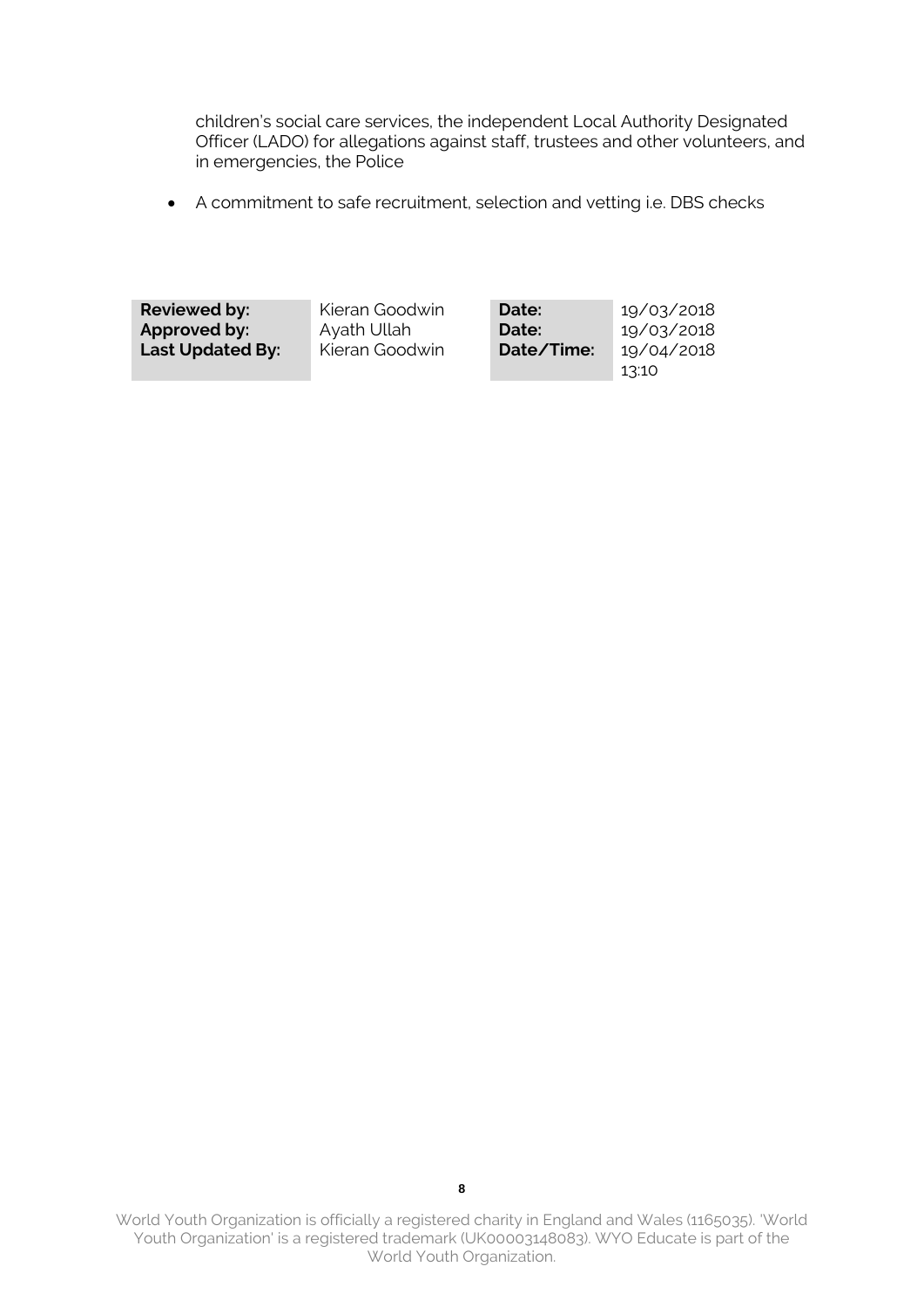children's social care services, the independent Local Authority Designated Officer (LADO) for allegations against staff, trustees and other volunteers, and in emergencies, the Police

- A commitment to safe recruitment, selection and vetting i.e. DBS checks

| | | | |
|---|---|---|---|
| **Reviewed by:** | Kieran Goodwin | **Date:** | 19/03/2018 |
| **Approved by:** | Ayath Ullah | **Date:** | 19/03/2018 |
| **Last Updated By:** | Kieran Goodwin | **Date/Time:** | 19/04/2018 13:10 |

World Youth Organization is officially a registered charity in England and Wales (1165035). 'World Youth Organization' is a registered trademark (UK00003148083). WYO Educate is part of the World Youth Organization.